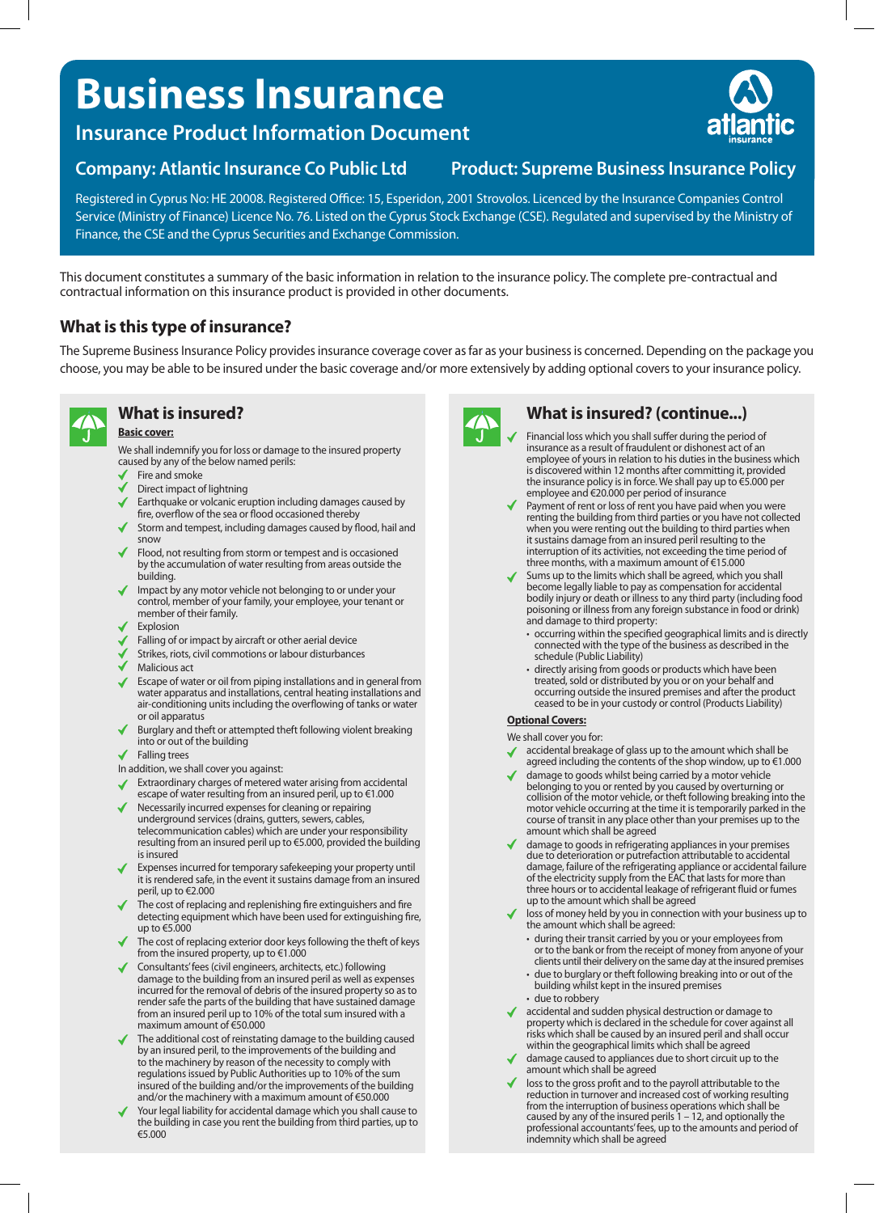# Business Insurance

## Insurance Product Information Document

**Company: Atlantic Insurance Co Public Ltd** **Product: Supreme Business Insurance Policy**

Registered in Cyprus No: HE 20008. Registered Office: 15, Esperidon, 2001 Strovolos. Licenced by the Insurance Companies Control Service (Ministry of Finance) Licence No. 76. Listed on the Cyprus Stock Exchange (CSE). Regulated and supervised by the Ministry of Finance, the CSE and the Cyprus Securities and Exchange Commission.

This document constitutes a summary of the basic information in relation to the insurance policy. The complete pre-contractual and contractual information on this insurance product is provided in other documents.

## What is this type of insurance?

The Supreme Business Insurance Policy provides insurance coverage cover as far as your business is concerned. Depending on the package you choose, you may be able to be insured under the basic coverage and/or more extensively by adding optional covers to your insurance policy.

## What is insured?

**Basic cover:**

We shall indemnify you for loss or damage to the insured property caused by any of the below named perils:

- ✓ Fire and smoke
- ✓ Direct impact of lightning
- ✓ Earthquake or volcanic eruption including damages caused by fire, overflow of the sea or flood occasioned thereby
- ✓ Storm and tempest, including damages caused by flood, hail and snow
- ✓ Flood, not resulting from storm or tempest and is occasioned by the accumulation of water resulting from areas outside the building.
- ✓ Impact by any motor vehicle not belonging to or under your control, member of your family, your employee, your tenant or member of their family.
- ✓ Explosion
- ✓ Falling of or impact by aircraft or other aerial device
- ✓ Strikes, riots, civil commotions or labour disturbances
- ✓ Malicious act
- ✓ Escape of water or oil from piping installations and in general from water apparatus and installations, central heating installations and air-conditioning units including the overflowing of tanks or water or oil apparatus
- ✓ Burglary and theft or attempted theft following violent breaking into or out of the building
- ✓ Falling trees

In addition, we shall cover you against:

- ✓ Extraordinary charges of metered water arising from accidental escape of water resulting from an insured peril, up to €1.000
- ✓ Necessarily incurred expenses for cleaning or repairing underground services (drains, gutters, sewers, cables, telecommunication cables) which are under your responsibility resulting from an insured peril up to €5.000, provided the building is insured
- ✓ Expenses incurred for temporary safekeeping your property until it is rendered safe, in the event it sustains damage from an insured peril, up to €2.000
- ✓ The cost of replacing and replenishing fire extinguishers and fire detecting equipment which have been used for extinguishing fire, up to €5.000
- ✓ The cost of replacing exterior door keys following the theft of keys from the insured property, up to €1.000
- ✓ Consultants' fees (civil engineers, architects, etc.) following damage to the building from an insured peril as well as expenses incurred for the removal of debris of the insured property so as to render safe the parts of the building that have sustained damage from an insured peril up to 10% of the total sum insured with a maximum amount of €50.000
- ✓ The additional cost of reinstating damage to the building caused by an insured peril, to the improvements of the building and to the machinery by reason of the necessity to comply with regulations issued by Public Authorities up to 10% of the sum insured of the building and/or the improvements of the building and/or the machinery with a maximum amount of €50.000
- ✓ Your legal liability for accidental damage which you shall cause to the building in case you rent the building from third parties, up to €5.000

## What is insured? (continue...)

- ✓ Financial loss which you shall suffer during the period of insurance as a result of fraudulent or dishonest act of an employee of yours in relation to his duties in the business which is discovered within 12 months after committing it, provided the insurance policy is in force. We shall pay up to €5.000 per employee and €20.000 per period of insurance
- ✓ Payment of rent or loss of rent you have paid when you were renting the building from third parties or you have not collected when you were renting out the building to third parties when it sustains damage from an insured peril resulting to the interruption of its activities, not exceeding the time period of three months, with a maximum amount of €15.000
- ✓ Sums up to the limits which shall be agreed, which you shall become legally liable to pay as compensation for accidental bodily injury or death or illness to any third party (including food poisoning or illness from any foreign substance in food or drink) and damage to third property:
  - occurring within the specified geographical limits and is directly connected with the type of the business as described in the schedule (Public Liability)
  - directly arising from goods or products which have been treated, sold or distributed by you or on your behalf and occurring outside the insured premises and after the product ceased to be in your custody or control (Products Liability)

**Optional Covers:**

We shall cover you for:

- ✓ accidental breakage of glass up to the amount which shall be agreed including the contents of the shop window, up to €1.000
- ✓ damage to goods whilst being carried by a motor vehicle belonging to you or rented by you caused by overturning or collision of the motor vehicle, or theft following breaking into the motor vehicle occurring at the time it is temporarily parked in the course of transit in any place other than your premises up to the amount which shall be agreed
- ✓ damage to goods in refrigerating appliances in your premises due to deterioration or putrefaction attributable to accidental damage, failure of the refrigerating appliance or accidental failure of the electricity supply from the EAC that lasts for more than three hours or to accidental leakage of refrigerant fluid or fumes up to the amount which shall be agreed
- ✓ loss of money held by you in connection with your business up to the amount which shall be agreed:
  - during their transit carried by you or your employees from or to the bank or from the receipt of money from anyone of your clients until their delivery on the same day at the insured premises
  - due to burglary or theft following breaking into or out of the building whilst kept in the insured premises
  - due to robbery
- ✓ accidental and sudden physical destruction or damage to property which is declared in the schedule for cover against all risks which shall be caused by an insured peril and shall occur within the geographical limits which shall be agreed
- ✓ damage caused to appliances due to short circuit up to the amount which shall be agreed
- ✓ loss to the gross profit and to the payroll attributable to the reduction in turnover and increased cost of working resulting from the interruption of business operations which shall be caused by any of the insured perils 1 – 12, and optionally the professional accountants' fees, up to the amounts and period of indemnity which shall be agreed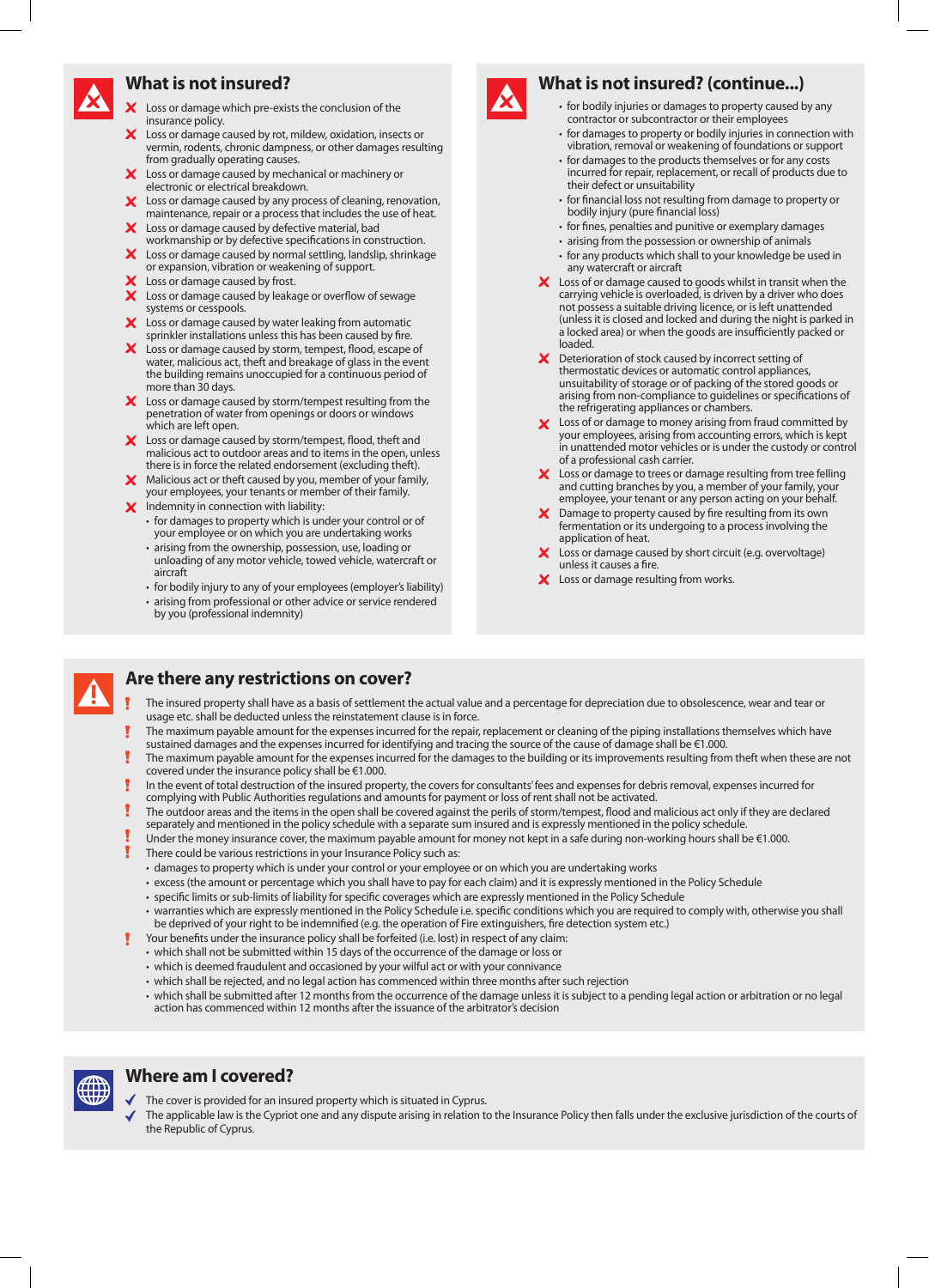## What is not insured?

- ✗ Loss or damage which pre-exists the conclusion of the insurance policy.
- ✗ Loss or damage caused by rot, mildew, oxidation, insects or vermin, rodents, chronic dampness, or other damages resulting from gradually operating causes.
- ✗ Loss or damage caused by mechanical or machinery or electronic or electrical breakdown.
- ✗ Loss or damage caused by any process of cleaning, renovation, maintenance, repair or a process that includes the use of heat.
- ✗ Loss or damage caused by defective material, bad workmanship or by defective specifications in construction.
- ✗ Loss or damage caused by normal settling, landslip, shrinkage or expansion, vibration or weakening of support.
- ✗ Loss or damage caused by frost.
- ✗ Loss or damage caused by leakage or overflow of sewage systems or cesspools.
- ✗ Loss or damage caused by water leaking from automatic sprinkler installations unless this has been caused by fire.
- ✗ Loss or damage caused by storm, tempest, flood, escape of water, malicious act, theft and breakage of glass in the event the building remains unoccupied for a continuous period of more than 30 days.
- ✗ Loss or damage caused by storm/tempest resulting from the penetration of water from openings or doors or windows which are left open.
- ✗ Loss or damage caused by storm/tempest, flood, theft and malicious act to outdoor areas and to items in the open, unless there is in force the related endorsement (excluding theft).
- ✗ Malicious act or theft caused by you, member of your family, your employees, your tenants or member of their family.
- ✗ Indemnity in connection with liability:
  - for damages to property which is under your control or of your employee or on which you are undertaking works
  - arising from the ownership, possession, use, loading or unloading of any motor vehicle, towed vehicle, watercraft or aircraft
  - for bodily injury to any of your employees (employer's liability)
  - arising from professional or other advice or service rendered by you (professional indemnity)

## What is not insured? (continue...)

  - for bodily injuries or damages to property caused by any contractor or subcontractor or their employees
  - for damages to property or bodily injuries in connection with vibration, removal or weakening of foundations or support
  - for damages to the products themselves or for any costs incurred for repair, replacement, or recall of products due to their defect or unsuitability
  - for financial loss not resulting from damage to property or bodily injury (pure financial loss)
  - for fines, penalties and punitive or exemplary damages
  - arising from the possession or ownership of animals
  - for any products which shall to your knowledge be used in any watercraft or aircraft
- ✗ Loss of or damage caused to goods whilst in transit when the carrying vehicle is overloaded, is driven by a driver who does not possess a suitable driving licence, or is left unattended (unless it is closed and locked and during the night is parked in a locked area) or when the goods are insufficiently packed or loaded.
- ✗ Deterioration of stock caused by incorrect setting of thermostatic devices or automatic control appliances, unsuitability of storage or of packing of the stored goods or arising from non-compliance to guidelines or specifications of the refrigerating appliances or chambers.
- ✗ Loss of or damage to money arising from fraud committed by your employees, arising from accounting errors, which is kept in unattended motor vehicles or is under the custody or control of a professional cash carrier.
- ✗ Loss or damage to trees or damage resulting from tree felling and cutting branches by you, a member of your family, your employee, your tenant or any person acting on your behalf.
- ✗ Damage to property caused by fire resulting from its own fermentation or its undergoing to a process involving the application of heat.
- ✗ Loss or damage caused by short circuit (e.g. overvoltage) unless it causes a fire.
- ✗ Loss or damage resulting from works.

## Are there any restrictions on cover?

- ! The insured property shall have as a basis of settlement the actual value and a percentage for depreciation due to obsolescence, wear and tear or usage etc. shall be deducted unless the reinstatement clause is in force.
- ! The maximum payable amount for the expenses incurred for the repair, replacement or cleaning of the piping installations themselves which have sustained damages and the expenses incurred for identifying and tracing the source of the cause of damage shall be €1.000.
- ! The maximum payable amount for the expenses incurred for the damages to the building or its improvements resulting from theft when these are not covered under the insurance policy shall be €1.000.
- ! In the event of total destruction of the insured property, the covers for consultants' fees and expenses for debris removal, expenses incurred for complying with Public Authorities regulations and amounts for payment or loss of rent shall not be activated.
- ! The outdoor areas and the items in the open shall be covered against the perils of storm/tempest, flood and malicious act only if they are declared separately and mentioned in the policy schedule with a separate sum insured and is expressly mentioned in the policy schedule.
- ! Under the money insurance cover, the maximum payable amount for money not kept in a safe during non-working hours shall be €1.000.
- ! There could be various restrictions in your Insurance Policy such as:
  - damages to property which is under your control or your employee or on which you are undertaking works
  - excess (the amount or percentage which you shall have to pay for each claim) and it is expressly mentioned in the Policy Schedule
  - specific limits or sub-limits of liability for specific coverages which are expressly mentioned in the Policy Schedule
  - warranties which are expressly mentioned in the Policy Schedule i.e. specific conditions which you are required to comply with, otherwise you shall be deprived of your right to be indemnified (e.g. the operation of Fire extinguishers, fire detection system etc.)
- ! Your benefits under the insurance policy shall be forfeited (i.e. lost) in respect of any claim:
  - which shall not be submitted within 15 days of the occurrence of the damage or loss or
  - which is deemed fraudulent and occasioned by your wilful act or with your connivance
  - which shall be rejected, and no legal action has commenced within three months after such rejection
  - which shall be submitted after 12 months from the occurrence of the damage unless it is subject to a pending legal action or arbitration or no legal action has commenced within 12 months after the issuance of the arbitrator's decision

## Where am I covered?

- ✓ The cover is provided for an insured property which is situated in Cyprus.
- ✓ The applicable law is the Cypriot one and any dispute arising in relation to the Insurance Policy then falls under the exclusive jurisdiction of the courts of the Republic of Cyprus.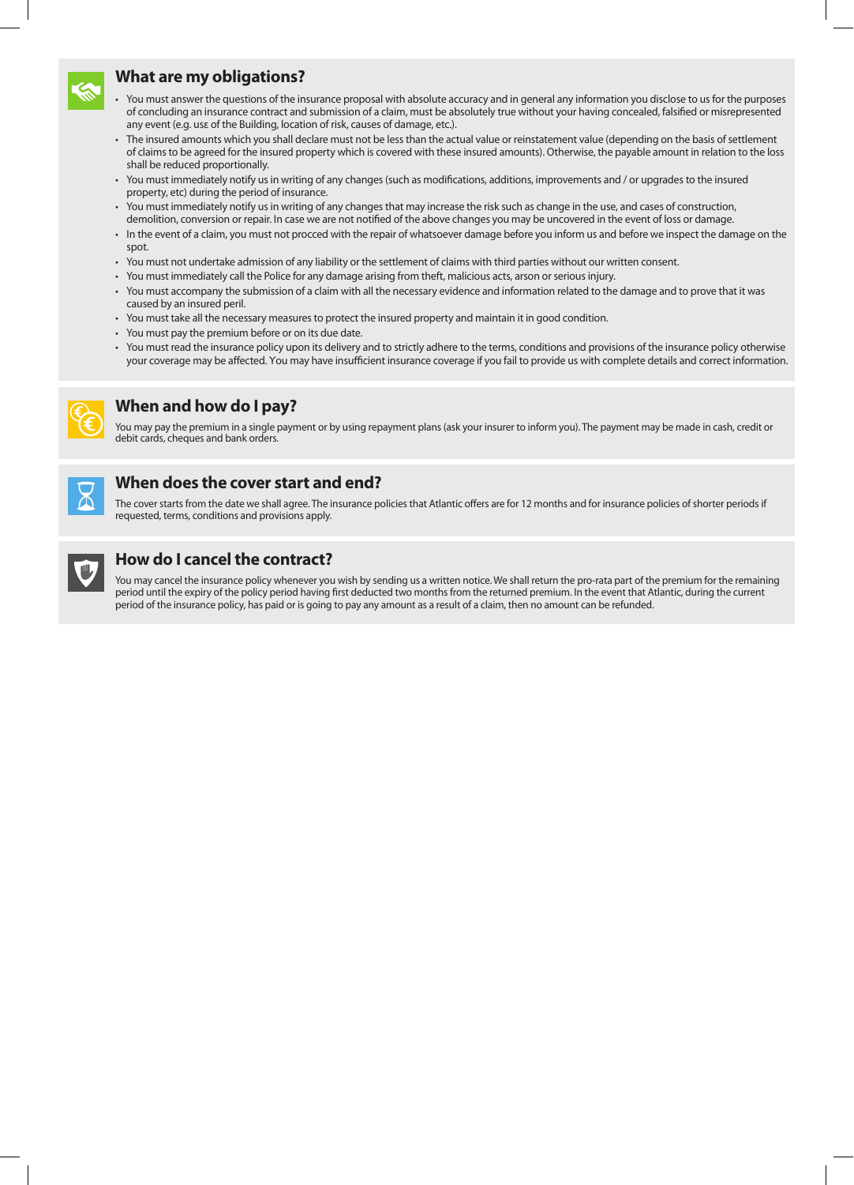## What are my obligations?

- You must answer the questions of the insurance proposal with absolute accuracy and in general any information you disclose to us for the purposes of concluding an insurance contract and submission of a claim, must be absolutely true without your having concealed, falsified or misrepresented any event (e.g. use of the Building, location of risk, causes of damage, etc.).
- The insured amounts which you shall declare must not be less than the actual value or reinstatement value (depending on the basis of settlement of claims to be agreed for the insured property which is covered with these insured amounts). Otherwise, the payable amount in relation to the loss shall be reduced proportionally.
- You must immediately notify us in writing of any changes (such as modifications, additions, improvements and / or upgrades to the insured property, etc) during the period of insurance.
- You must immediately notify us in writing of any changes that may increase the risk such as change in the use, and cases of construction, demolition, conversion or repair. In case we are not notified of the above changes you may be uncovered in the event of loss or damage.
- In the event of a claim, you must not procced with the repair of whatsoever damage before you inform us and before we inspect the damage on the spot.
- You must not undertake admission of any liability or the settlement of claims with third parties without our written consent.
- You must immediately call the Police for any damage arising from theft, malicious acts, arson or serious injury.
- You must accompany the submission of a claim with all the necessary evidence and information related to the damage and to prove that it was caused by an insured peril.
- You must take all the necessary measures to protect the insured property and maintain it in good condition.
- You must pay the premium before or on its due date.
- You must read the insurance policy upon its delivery and to strictly adhere to the terms, conditions and provisions of the insurance policy otherwise your coverage may be affected. You may have insufficient insurance coverage if you fail to provide us with complete details and correct information.

## When and how do I pay?

You may pay the premium in a single payment or by using repayment plans (ask your insurer to inform you). The payment may be made in cash, credit or debit cards, cheques and bank orders.

## When does the cover start and end?

The cover starts from the date we shall agree. The insurance policies that Atlantic offers are for 12 months and for insurance policies of shorter periods if requested, terms, conditions and provisions apply.

## How do I cancel the contract?

You may cancel the insurance policy whenever you wish by sending us a written notice. We shall return the pro-rata part of the premium for the remaining period until the expiry of the policy period having first deducted two months from the returned premium. In the event that Atlantic, during the current period of the insurance policy, has paid or is going to pay any amount as a result of a claim, then no amount can be refunded.